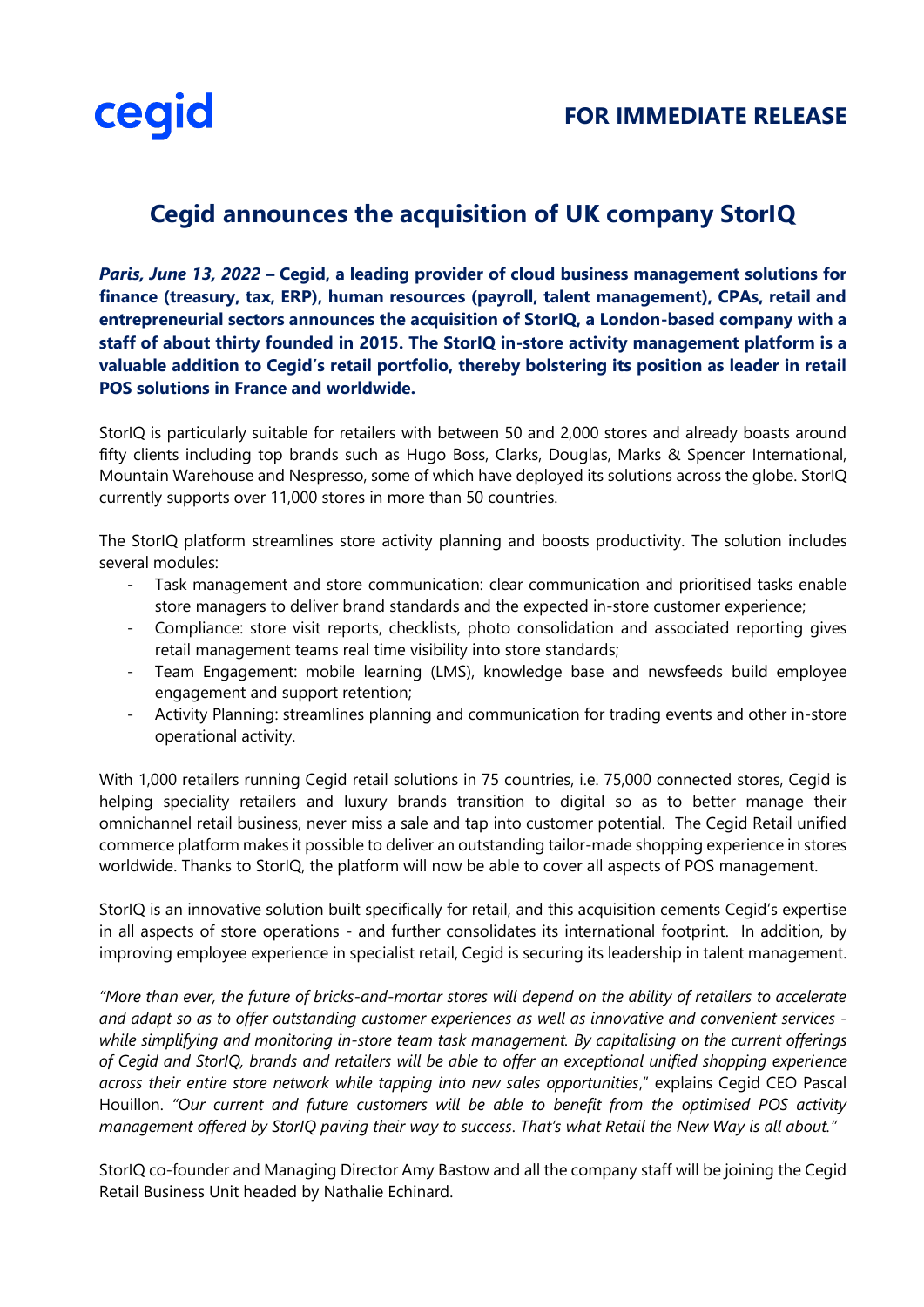cegid

**FOR IMMEDIATE RELEASE**

# Cegid announces the acquisition of UK company StorIQ

***Paris, June 13, 2022* – Cegid, a leading provider of cloud business management solutions for finance (treasury, tax, ERP), human resources (payroll, talent management), CPAs, retail and entrepreneurial sectors announces the acquisition of StorIQ, a London-based company with a staff of about thirty founded in 2015. The StorIQ in-store activity management platform is a valuable addition to Cegid's retail portfolio, thereby bolstering its position as leader in retail POS solutions in France and worldwide.**

StorIQ is particularly suitable for retailers with between 50 and 2,000 stores and already boasts around fifty clients including top brands such as Hugo Boss, Clarks, Douglas, Marks & Spencer International, Mountain Warehouse and Nespresso, some of which have deployed its solutions across the globe. StorIQ currently supports over 11,000 stores in more than 50 countries.

The StorIQ platform streamlines store activity planning and boosts productivity. The solution includes several modules:

- Task management and store communication: clear communication and prioritised tasks enable store managers to deliver brand standards and the expected in-store customer experience;
- Compliance: store visit reports, checklists, photo consolidation and associated reporting gives retail management teams real time visibility into store standards;
- Team Engagement: mobile learning (LMS), knowledge base and newsfeeds build employee engagement and support retention;
- Activity Planning: streamlines planning and communication for trading events and other in-store operational activity.

With 1,000 retailers running Cegid retail solutions in 75 countries, i.e. 75,000 connected stores, Cegid is helping speciality retailers and luxury brands transition to digital so as to better manage their omnichannel retail business, never miss a sale and tap into customer potential. The Cegid Retail unified commerce platform makes it possible to deliver an outstanding tailor-made shopping experience in stores worldwide. Thanks to StorIQ, the platform will now be able to cover all aspects of POS management.

StorIQ is an innovative solution built specifically for retail, and this acquisition cements Cegid's expertise in all aspects of store operations - and further consolidates its international footprint. In addition, by improving employee experience in specialist retail, Cegid is securing its leadership in talent management.

*"More than ever, the future of bricks-and-mortar stores will depend on the ability of retailers to accelerate and adapt so as to offer outstanding customer experiences as well as innovative and convenient services - while simplifying and monitoring in-store team task management. By capitalising on the current offerings of Cegid and StorIQ, brands and retailers will be able to offer an exceptional unified shopping experience across their entire store network while tapping into new sales opportunities*," explains Cegid CEO Pascal Houillon. *"Our current and future customers will be able to benefit from the optimised POS activity management offered by StorIQ paving their way to success. That's what Retail the New Way is all about."*

StorIQ co-founder and Managing Director Amy Bastow and all the company staff will be joining the Cegid Retail Business Unit headed by Nathalie Echinard.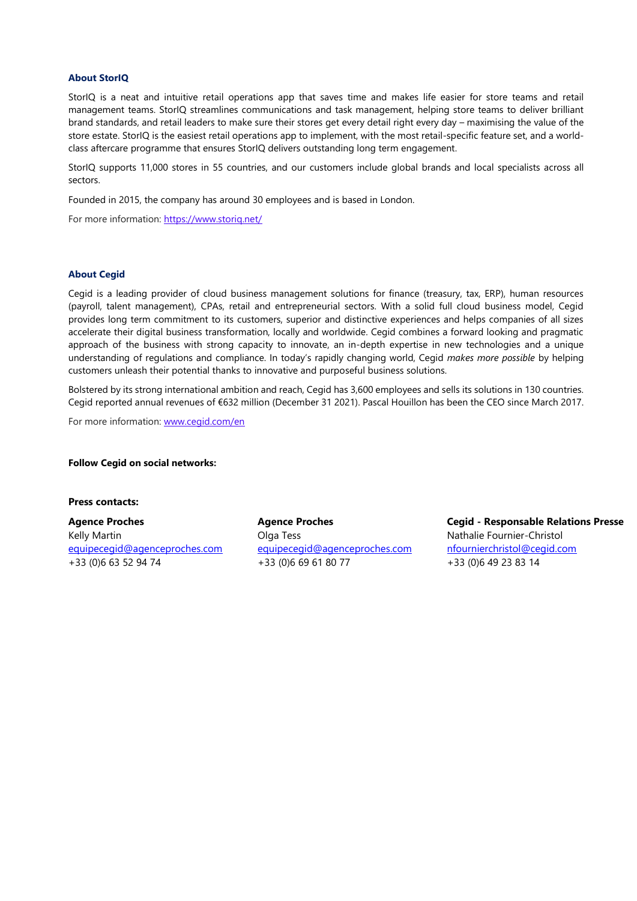### About StorIQ

StorIQ is a neat and intuitive retail operations app that saves time and makes life easier for store teams and retail management teams. StorIQ streamlines communications and task management, helping store teams to deliver brilliant brand standards, and retail leaders to make sure their stores get every detail right every day – maximising the value of the store estate. StorIQ is the easiest retail operations app to implement, with the most retail-specific feature set, and a world-class aftercare programme that ensures StorIQ delivers outstanding long term engagement.

StorIQ supports 11,000 stores in 55 countries, and our customers include global brands and local specialists across all sectors.

Founded in 2015, the company has around 30 employees and is based in London.

For more information: [https://www.storiq.net/](https://www.storiq.net/)

### About Cegid

Cegid is a leading provider of cloud business management solutions for finance (treasury, tax, ERP), human resources (payroll, talent management), CPAs, retail and entrepreneurial sectors. With a solid full cloud business model, Cegid provides long term commitment to its customers, superior and distinctive experiences and helps companies of all sizes accelerate their digital business transformation, locally and worldwide. Cegid combines a forward looking and pragmatic approach of the business with strong capacity to innovate, an in-depth expertise in new technologies and a unique understanding of regulations and compliance. In today's rapidly changing world, Cegid *makes more possible* by helping customers unleash their potential thanks to innovative and purposeful business solutions.

Bolstered by its strong international ambition and reach, Cegid has 3,600 employees and sells its solutions in 130 countries. Cegid reported annual revenues of €632 million (December 31 2021). Pascal Houillon has been the CEO since March 2017.

For more information: [www.cegid.com/en](www.cegid.com/en)

**Follow Cegid on social networks:**

**Press contacts:**

**Agence Proches**
Kelly Martin
equipecegid@agenceproches.com
+33 (0)6 63 52 94 74

**Agence Proches**
Olga Tess
equipecegid@agenceproches.com
+33 (0)6 69 61 80 77

**Cegid - Responsable Relations Presse**
Nathalie Fournier-Christol
nfournierchristol@cegid.com
+33 (0)6 49 23 83 14